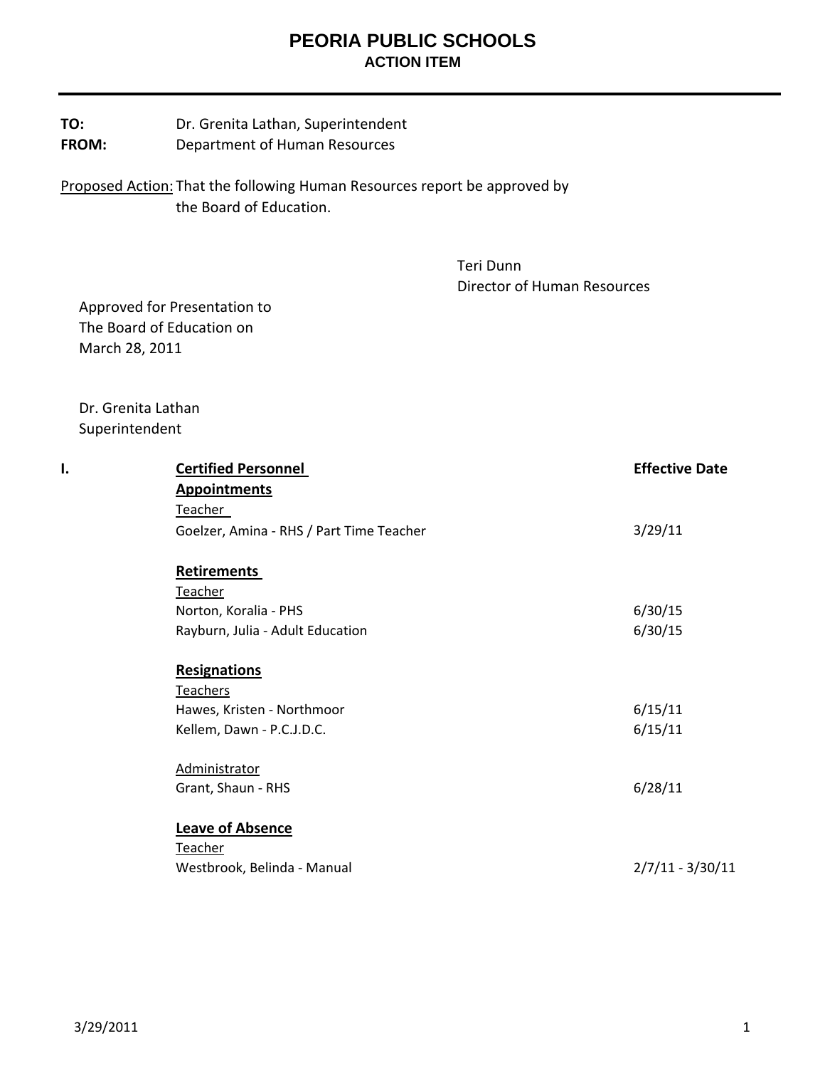# PEORIA PUBLIC SCHOOLS
## ACTION ITEM

**TO:** Dr. Grenita Lathan, Superintendent
**FROM:** Department of Human Resources

Proposed Action: That the following Human Resources report be approved by the Board of Education.

Teri Dunn
Director of Human Resources

Approved for Presentation to
The Board of Education on
March 28, 2011

Dr. Grenita Lathan
Superintendent

| I. | **Certified Personnel** | **Effective Date** |
|---|---|---|
| | **Appointments** | |
| | Teacher | |
| | Goelzer, Amina - RHS / Part Time Teacher | 3/29/11 |
| | | |
| | **Retirements** | |
| | Teacher | |
| | Norton, Koralia - PHS | 6/30/15 |
| | Rayburn, Julia - Adult Education | 6/30/15 |
| | | |
| | **Resignations** | |
| | Teachers | |
| | Hawes, Kristen - Northmoor | 6/15/11 |
| | Kellem, Dawn - P.C.J.D.C. | 6/15/11 |
| | | |
| | Administrator | |
| | Grant, Shaun - RHS | 6/28/11 |
| | | |
| | **Leave of Absence** | |
| | Teacher | |
| | Westbrook, Belinda - Manual | 2/7/11 - 3/30/11 |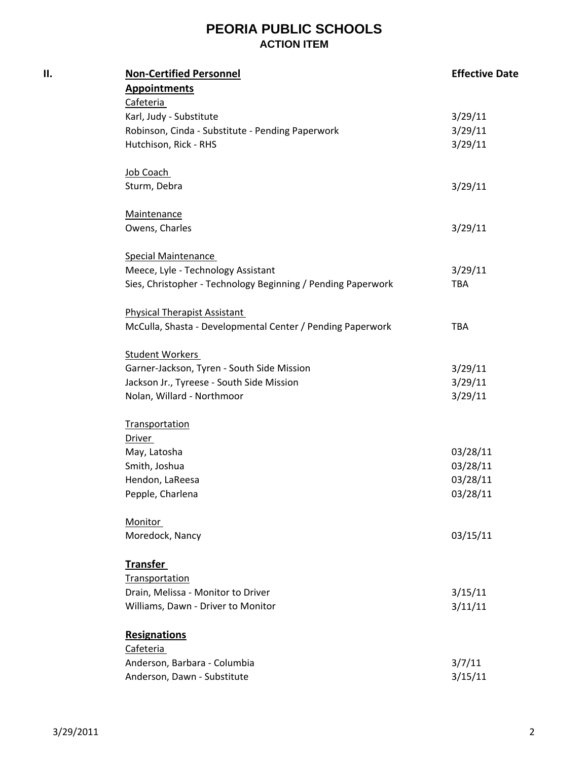# PEORIA PUBLIC SCHOOLS
## ACTION ITEM

| II. | **Non-Certified Personnel** | **Effective Date** |
|---|---|---|
| | **Appointments** | |
| | Cafeteria | |
| | Karl, Judy - Substitute | 3/29/11 |
| | Robinson, Cinda - Substitute - Pending Paperwork | 3/29/11 |
| | Hutchison, Rick - RHS | 3/29/11 |
| | | |
| | Job Coach | |
| | Sturm, Debra | 3/29/11 |
| | | |
| | Maintenance | |
| | Owens, Charles | 3/29/11 |
| | | |
| | Special Maintenance | |
| | Meece, Lyle - Technology Assistant | 3/29/11 |
| | Sies, Christopher - Technology Beginning / Pending Paperwork | TBA |
| | | |
| | Physical Therapist Assistant | |
| | McCulla, Shasta - Developmental Center / Pending Paperwork | TBA |
| | | |
| | Student Workers | |
| | Garner-Jackson, Tyren - South Side Mission | 3/29/11 |
| | Jackson Jr., Tyreese - South Side Mission | 3/29/11 |
| | Nolan, Willard - Northmoor | 3/29/11 |
| | | |
| | Transportation | |
| | Driver | |
| | May, Latosha | 03/28/11 |
| | Smith, Joshua | 03/28/11 |
| | Hendon, LaReesa | 03/28/11 |
| | Pepple, Charlena | 03/28/11 |
| | | |
| | Monitor | |
| | Moredock, Nancy | 03/15/11 |
| | | |
| | **Transfer** | |
| | Transportation | |
| | Drain, Melissa - Monitor to Driver | 3/15/11 |
| | Williams, Dawn - Driver to Monitor | 3/11/11 |
| | | |
| | **Resignations** | |
| | Cafeteria | |
| | Anderson, Barbara - Columbia | 3/7/11 |
| | Anderson, Dawn - Substitute | 3/15/11 |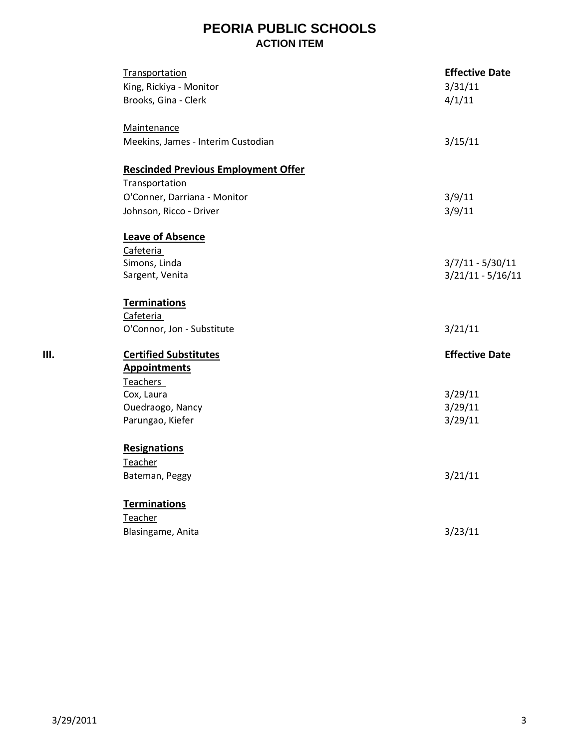# PEORIA PUBLIC SCHOOLS
## ACTION ITEM

| | |
|---|---|
| Transportation | **Effective Date** |
| King, Rickiya - Monitor | 3/31/11 |
| Brooks, Gina - Clerk | 4/1/11 |
| | |
| Maintenance | |
| Meekins, James - Interim Custodian | 3/15/11 |
| | |
| **Rescinded Previous Employment Offer** | |
| Transportation | |
| O'Conner, Darriana - Monitor | 3/9/11 |
| Johnson, Ricco - Driver | 3/9/11 |
| | |
| **Leave of Absence** | |
| Cafeteria | |
| Simons, Linda | 3/7/11 - 5/30/11 |
| Sargent, Venita | 3/21/11 - 5/16/11 |
| | |
| **Terminations** | |
| Cafeteria | |
| O'Connor, Jon - Substitute | 3/21/11 |

**III.** 

| | |
|---|---|
| **Certified Substitutes** | **Effective Date** |
| **Appointments** | |
| Teachers | |
| Cox, Laura | 3/29/11 |
| Ouedraogo, Nancy | 3/29/11 |
| Parungao, Kiefer | 3/29/11 |
| | |
| **Resignations** | |
| Teacher | |
| Bateman, Peggy | 3/21/11 |
| | |
| **Terminations** | |
| Teacher | |
| Blasingame, Anita | 3/23/11 |

3/29/2011